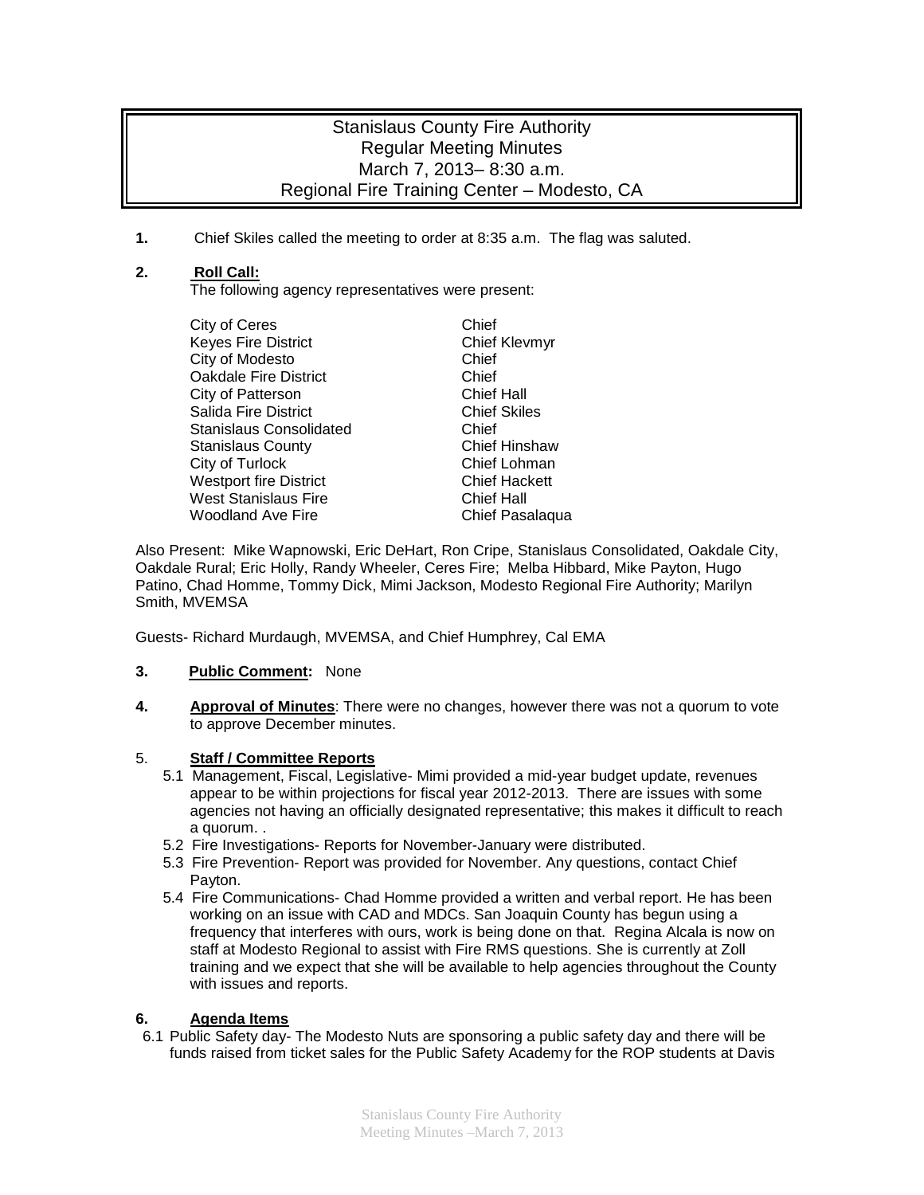# Stanislaus County Fire Authority
## Regular Meeting Minutes
## March 7, 2013– 8:30 a.m.
## Regional Fire Training Center – Modesto, CA

**1.** Chief Skiles called the meeting to order at 8:35 a.m. The flag was saluted.

**2.** **Roll Call:**

The following agency representatives were present:

| | |
|---|---|
| City of Ceres | Chief |
| Keyes Fire District | Chief Klevmyr |
| City of Modesto | Chief |
| Oakdale Fire District | Chief |
| City of Patterson | Chief Hall |
| Salida Fire District | Chief Skiles |
| Stanislaus Consolidated | Chief |
| Stanislaus County | Chief Hinshaw |
| City of Turlock | Chief Lohman |
| Westport fire District | Chief Hackett |
| West Stanislaus Fire | Chief Hall |
| Woodland Ave Fire | Chief Pasalaqua |

Also Present: Mike Wapnowski, Eric DeHart, Ron Cripe, Stanislaus Consolidated, Oakdale City, Oakdale Rural; Eric Holly, Randy Wheeler, Ceres Fire; Melba Hibbard, Mike Payton, Hugo Patino, Chad Homme, Tommy Dick, Mimi Jackson, Modesto Regional Fire Authority; Marilyn Smith, MVEMSA

Guests- Richard Murdaugh, MVEMSA, and Chief Humphrey, Cal EMA

**3.** **Public Comment:** None

**4.** **Approval of Minutes**: There were no changes, however there was not a quorum to vote to approve December minutes.

5. **Staff / Committee Reports**

5.1 Management, Fiscal, Legislative- Mimi provided a mid-year budget update, revenues appear to be within projections for fiscal year 2012-2013. There are issues with some agencies not having an officially designated representative; this makes it difficult to reach a quorum. .

5.2 Fire Investigations- Reports for November-January were distributed.

5.3 Fire Prevention- Report was provided for November. Any questions, contact Chief Payton.

5.4 Fire Communications- Chad Homme provided a written and verbal report. He has been working on an issue with CAD and MDCs. San Joaquin County has begun using a frequency that interferes with ours, work is being done on that. Regina Alcala is now on staff at Modesto Regional to assist with Fire RMS questions. She is currently at Zoll training and we expect that she will be available to help agencies throughout the County with issues and reports.

**6.** **Agenda Items**

6.1 Public Safety day- The Modesto Nuts are sponsoring a public safety day and there will be funds raised from ticket sales for the Public Safety Academy for the ROP students at Davis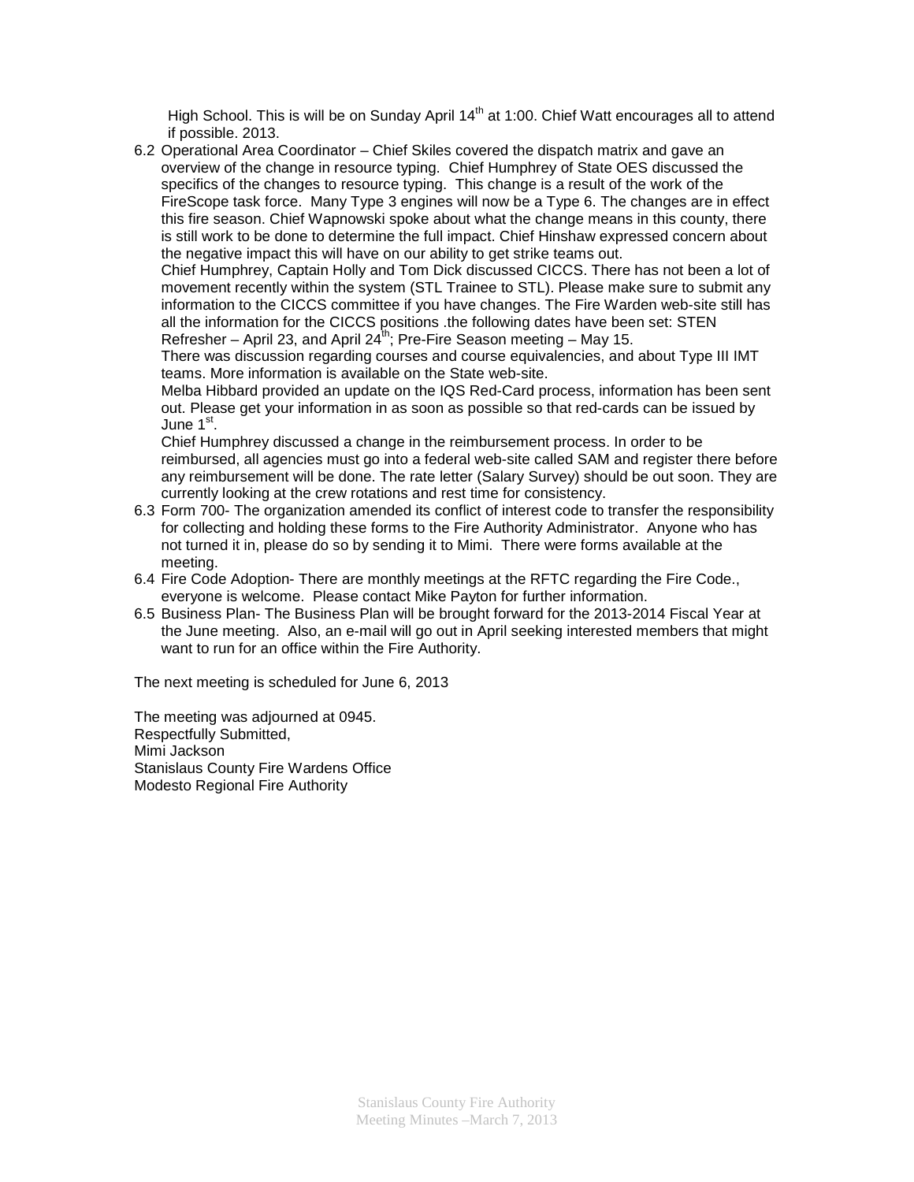High School. This is will be on Sunday April 14th at 1:00. Chief Watt encourages all to attend if possible. 2013.

6.2 Operational Area Coordinator – Chief Skiles covered the dispatch matrix and gave an overview of the change in resource typing. Chief Humphrey of State OES discussed the specifics of the changes to resource typing. This change is a result of the work of the FireScope task force. Many Type 3 engines will now be a Type 6. The changes are in effect this fire season. Chief Wapnowski spoke about what the change means in this county, there is still work to be done to determine the full impact. Chief Hinshaw expressed concern about the negative impact this will have on our ability to get strike teams out.

Chief Humphrey, Captain Holly and Tom Dick discussed CICCS. There has not been a lot of movement recently within the system (STL Trainee to STL). Please make sure to submit any information to the CICCS committee if you have changes. The Fire Warden web-site still has all the information for the CICCS positions .the following dates have been set: STEN Refresher – April 23, and April 24th; Pre-Fire Season meeting – May 15.

There was discussion regarding courses and course equivalencies, and about Type III IMT teams. More information is available on the State web-site.

Melba Hibbard provided an update on the IQS Red-Card process, information has been sent out. Please get your information in as soon as possible so that red-cards can be issued by June 1st.

Chief Humphrey discussed a change in the reimbursement process. In order to be reimbursed, all agencies must go into a federal web-site called SAM and register there before any reimbursement will be done. The rate letter (Salary Survey) should be out soon. They are currently looking at the crew rotations and rest time for consistency.

6.3 Form 700- The organization amended its conflict of interest code to transfer the responsibility for collecting and holding these forms to the Fire Authority Administrator. Anyone who has not turned it in, please do so by sending it to Mimi. There were forms available at the meeting.

6.4 Fire Code Adoption- There are monthly meetings at the RFTC regarding the Fire Code., everyone is welcome. Please contact Mike Payton for further information.

6.5 Business Plan- The Business Plan will be brought forward for the 2013-2014 Fiscal Year at the June meeting. Also, an e-mail will go out in April seeking interested members that might want to run for an office within the Fire Authority.

The next meeting is scheduled for June 6, 2013

The meeting was adjourned at 0945.
Respectfully Submitted,
Mimi Jackson
Stanislaus County Fire Wardens Office
Modesto Regional Fire Authority